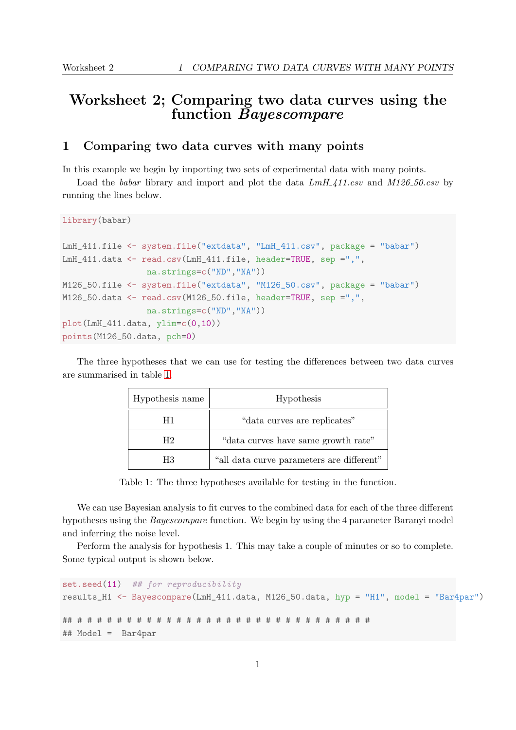# Worksheet 2; Comparing two data curves using the function *Bayescompare*

## 1 Comparing two data curves with many points

In this example we begin by importing two sets of experimental data with many points.

Load the *babar* library and import and plot the data *LmH_411.csv* and *M126_50.csv* by running the lines below.

```
library(babar)

LmH_411.file <- system.file("extdata", "LmH_411.csv", package = "babar")
LmH_411.data <- read.csv(LmH_411.file, header=TRUE, sep =",",
                 na.strings=c("ND","NA"))
M126_50.file <- system.file("extdata", "M126_50.csv", package = "babar")
M126_50.data <- read.csv(M126_50.file, header=TRUE, sep =",",
                 na.strings=c("ND","NA"))
plot(LmH_411.data, ylim=c(0,10))
points(M126_50.data, pch=0)
```

The three hypotheses that we can use for testing the differences between two data curves are summarised in table 1.

| Hypothesis name | Hypothesis |
|---|---|
| H1 | "data curves are replicates" |
| H2 | "data curves have same growth rate" |
| H3 | "all data curve parameters are different" |

Table 1: The three hypotheses available for testing in the function.

We can use Bayesian analysis to fit curves to the combined data for each of the three different hypotheses using the *Bayescompare* function. We begin by using the 4 parameter Baranyi model and inferring the noise level.

Perform the analysis for hypothesis 1. This may take a couple of minutes or so to complete. Some typical output is shown below.

```
set.seed(11)  ## for reproducibility
results_H1 <- Bayescompare(LmH_411.data, M126_50.data, hyp = "H1", model = "Bar4par")

## # # # # # # # # # # # # # # # # # # # # # # # # # # # # # #
## Model =  Bar4par
```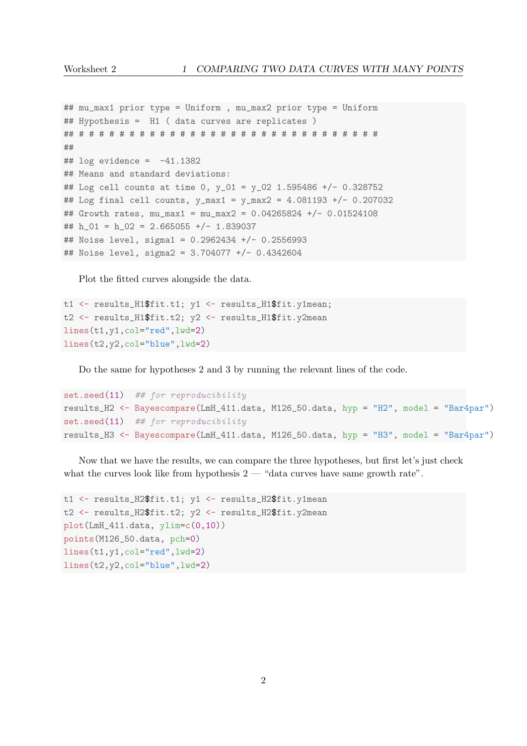```
## mu_max1 prior type = Uniform , mu_max2 prior type = Uniform
## Hypothesis =  H1 ( data curves are replicates )
## # # # # # # # # # # # # # # # # # # # # # # # # # # # # # #
##
## log evidence =  -41.1382
## Means and standard deviations:
## Log cell counts at time 0, y_01 = y_02 1.595486 +/- 0.328752
## Log final cell counts, y_max1 = y_max2 = 4.081193 +/- 0.207032
## Growth rates, mu_max1 = mu_max2 = 0.04265824 +/- 0.01524108
## h_01 = h_02 = 2.665055 +/- 1.839037
## Noise level, sigma1 = 0.2962434 +/- 0.2556993
## Noise level, sigma2 = 3.704077 +/- 0.4342604
```

Plot the fitted curves alongside the data.

```
t1 <- results_H1$fit.t1; y1 <- results_H1$fit.y1mean;
t2 <- results_H1$fit.t2; y2 <- results_H1$fit.y2mean
lines(t1,y1,col="red",lwd=2)
lines(t2,y2,col="blue",lwd=2)
```

Do the same for hypotheses 2 and 3 by running the relevant lines of the code.

```
set.seed(11)  ## for reproducibility
results_H2 <- Bayescompare(LmH_411.data, M126_50.data, hyp = "H2", model = "Bar4par")
set.seed(11)  ## for reproducibility
results_H3 <- Bayescompare(LmH_411.data, M126_50.data, hyp = "H3", model = "Bar4par")
```

Now that we have the results, we can compare the three hypotheses, but first let's just check what the curves look like from hypothesis 2 — "data curves have same growth rate".

```
t1 <- results_H2$fit.t1; y1 <- results_H2$fit.y1mean
t2 <- results_H2$fit.t2; y2 <- results_H2$fit.y2mean
plot(LmH_411.data, ylim=c(0,10))
points(M126_50.data, pch=0)
lines(t1,y1,col="red",lwd=2)
lines(t2,y2,col="blue",lwd=2)
```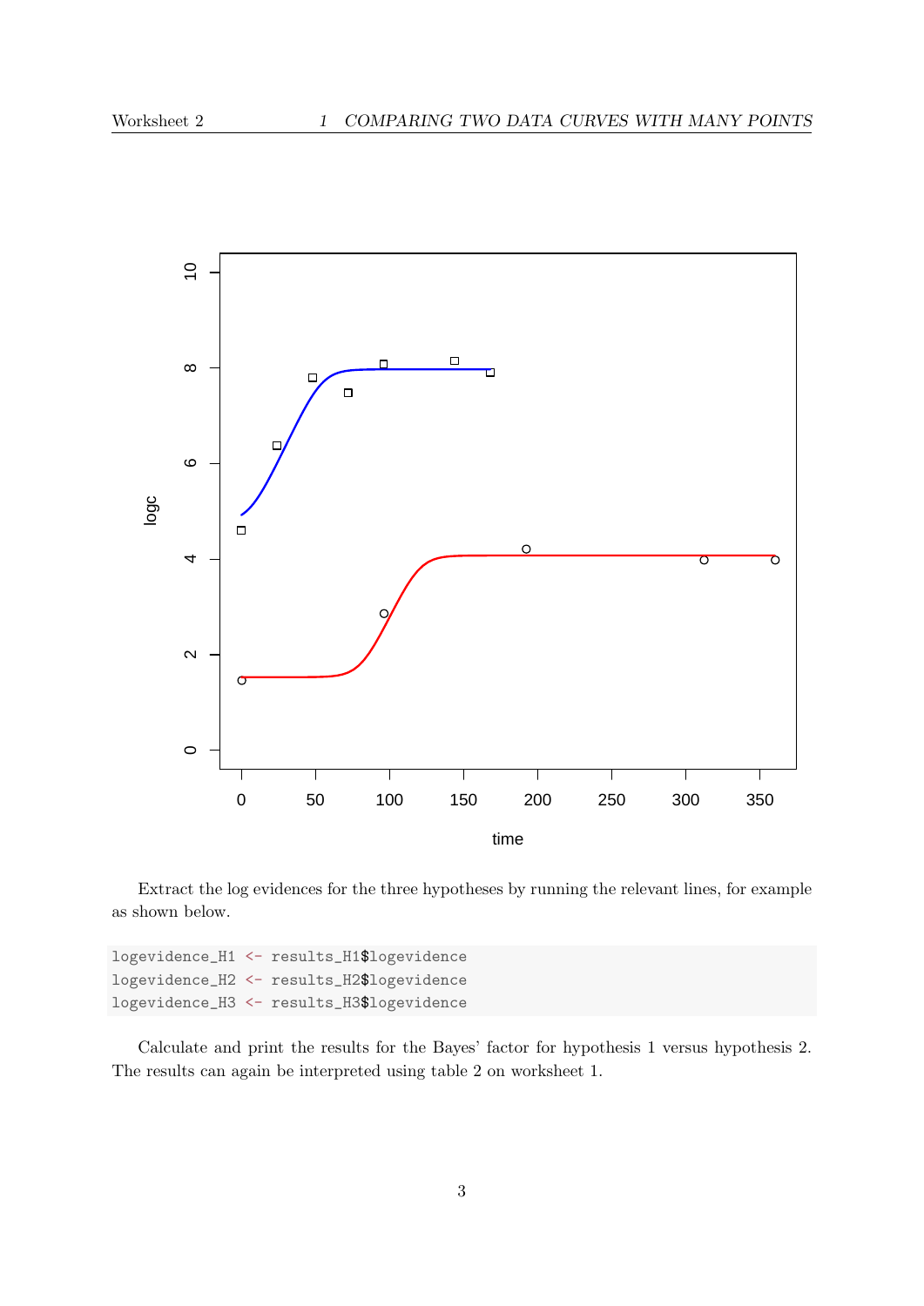Extract the log evidences for the three hypotheses by running the relevant lines, for example as shown below.

```
logevidence_H1 <- results_H1$logevidence
logevidence_H2 <- results_H2$logevidence
logevidence_H3 <- results_H3$logevidence
```

Calculate and print the results for the Bayes' factor for hypothesis 1 versus hypothesis 2. The results can again be interpreted using table 2 on worksheet 1.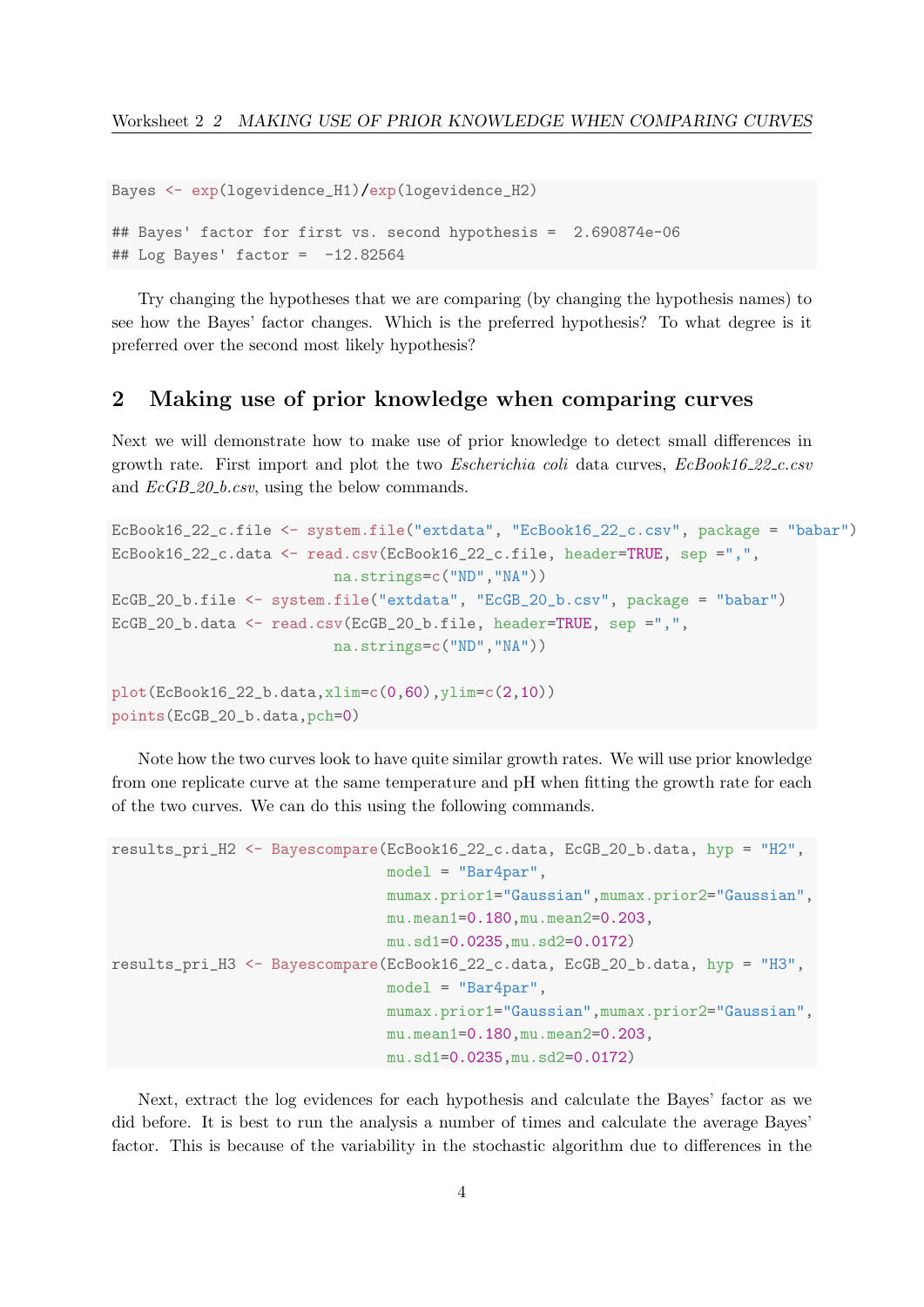```
Bayes <- exp(logevidence_H1)/exp(logevidence_H2)

## Bayes' factor for first vs. second hypothesis =  2.690874e-06
## Log Bayes' factor =  -12.82564
```

Try changing the hypotheses that we are comparing (by changing the hypothesis names) to see how the Bayes' factor changes. Which is the preferred hypothesis? To what degree is it preferred over the second most likely hypothesis?

## 2 Making use of prior knowledge when comparing curves

Next we will demonstrate how to make use of prior knowledge to detect small differences in growth rate. First import and plot the two *Escherichia coli* data curves, *EcBook16_22_c.csv* and *EcGB_20_b.csv*, using the below commands.

```
EcBook16_22_c.file <- system.file("extdata", "EcBook16_22_c.csv", package = "babar")
EcBook16_22_c.data <- read.csv(EcBook16_22_c.file, header=TRUE, sep =",",
                        na.strings=c("ND","NA"))
EcGB_20_b.file <- system.file("extdata", "EcGB_20_b.csv", package = "babar")
EcGB_20_b.data <- read.csv(EcGB_20_b.file, header=TRUE, sep =",",
                        na.strings=c("ND","NA"))

plot(EcBook16_22_b.data,xlim=c(0,60),ylim=c(2,10))
points(EcGB_20_b.data,pch=0)
```

Note how the two curves look to have quite similar growth rates. We will use prior knowledge from one replicate curve at the same temperature and pH when fitting the growth rate for each of the two curves. We can do this using the following commands.

```
results_pri_H2 <- Bayescompare(EcBook16_22_c.data, EcGB_20_b.data, hyp = "H2",
                               model = "Bar4par",
                               mumax.prior1="Gaussian",mumax.prior2="Gaussian",
                               mu.mean1=0.180,mu.mean2=0.203,
                               mu.sd1=0.0235,mu.sd2=0.0172)
results_pri_H3 <- Bayescompare(EcBook16_22_c.data, EcGB_20_b.data, hyp = "H3",
                               model = "Bar4par",
                               mumax.prior1="Gaussian",mumax.prior2="Gaussian",
                               mu.mean1=0.180,mu.mean2=0.203,
                               mu.sd1=0.0235,mu.sd2=0.0172)
```

Next, extract the log evidences for each hypothesis and calculate the Bayes' factor as we did before. It is best to run the analysis a number of times and calculate the average Bayes' factor. This is because of the variability in the stochastic algorithm due to differences in the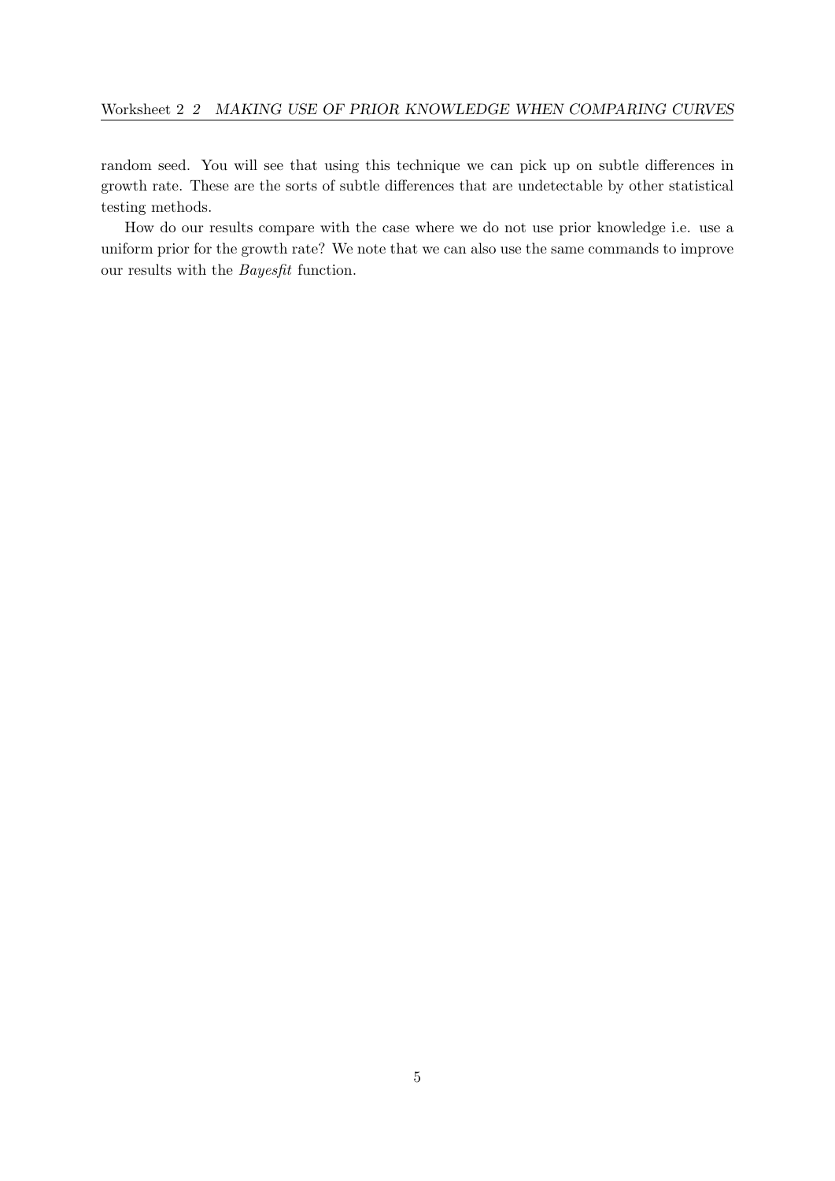random seed. You will see that using this technique we can pick up on subtle differences in growth rate. These are the sorts of subtle differences that are undetectable by other statistical testing methods.

How do our results compare with the case where we do not use prior knowledge i.e. use a uniform prior for the growth rate? We note that we can also use the same commands to improve our results with the *Bayesfit* function.